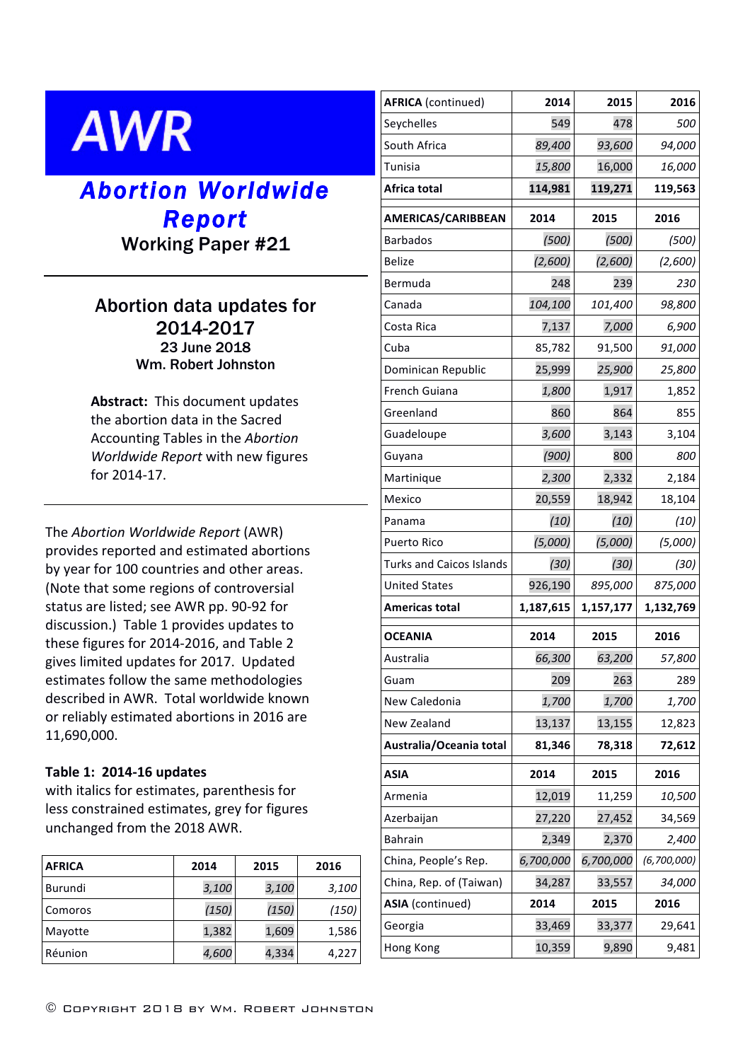# AWR

## *Abortion Worldwide Report*

### Working Paper #21

## Abortion data updates for 2014-2017

**23 June 2018**

**Wm. Robert Johnston**

**Abstract:** This document updates the abortion data in the Sacred Accounting Tables in the *Abortion Worldwide Report* with new figures for 2014-17.

The *Abortion Worldwide Report* (AWR) provides reported and estimated abortions by year for 100 countries and other areas. (Note that some regions of controversial status are listed; see AWR pp. 90-92 for discussion.) Table 1 provides updates to these figures for 2014-2016, and Table 2 gives limited updates for 2017. Updated estimates follow the same methodologies described in AWR. Total worldwide known or reliably estimated abortions in 2016 are 11,690,000.

**Table 1: 2014-16 updates**
with italics for estimates, parenthesis for less constrained estimates, grey for figures unchanged from the 2018 AWR.

| **AFRICA** | **2014** | **2015** | **2016** |
|---|---|---|---|
| Burundi | *3,100* | *3,100* | *3,100* |
| Comoros | *(150)* | *(150)* | *(150)* |
| Mayotte | 1,382 | 1,609 | 1,586 |
| Réunion | *4,600* | 4,334 | 4,227 |
| Seychelles | 549 | 478 | *500* |
| South Africa | *89,400* | *93,600* | *94,000* |
| Tunisia | *15,800* | 16,000 | *16,000* |
| **Africa total** | **114,981** | **119,271** | **119,563** |

| **AMERICAS/CARIBBEAN** | **2014** | **2015** | **2016** |
|---|---|---|---|
| Barbados | *(500)* | *(500)* | *(500)* |
| Belize | *(2,600)* | *(2,600)* | *(2,600)* |
| Bermuda | 248 | 239 | *230* |
| Canada | *104,100* | 101,400 | *98,800* |
| Costa Rica | 7,137 | *7,000* | *6,900* |
| Cuba | 85,782 | 91,500 | *91,000* |
| Dominican Republic | 25,999 | *25,900* | *25,800* |
| French Guiana | *1,800* | 1,917 | 1,852 |
| Greenland | 860 | 864 | 855 |
| Guadeloupe | *3,600* | 3,143 | 3,104 |
| Guyana | *(900)* | 800 | *800* |
| Martinique | *2,300* | 2,332 | 2,184 |
| Mexico | 20,559 | 18,942 | 18,104 |
| Panama | *(10)* | *(10)* | *(10)* |
| Puerto Rico | *(5,000)* | *(5,000)* | *(5,000)* |
| Turks and Caicos Islands | *(30)* | *(30)* | *(30)* |
| United States | 926,190 | *895,000* | *875,000* |
| **Americas total** | **1,187,615** | **1,157,177** | **1,132,769** |

| **OCEANIA** | **2014** | **2015** | **2016** |
|---|---|---|---|
| Australia | *66,300* | *63,200* | *57,800* |
| Guam | 209 | 263 | 289 |
| New Caledonia | *1,700* | *1,700* | *1,700* |
| New Zealand | 13,137 | 13,155 | 12,823 |
| **Australia/Oceania total** | **81,346** | **78,318** | **72,612** |

| **ASIA** | **2014** | **2015** | **2016** |
|---|---|---|---|
| Armenia | 12,019 | 11,259 | *10,500* |
| Azerbaijan | 27,220 | 27,452 | 34,569 |
| Bahrain | 2,349 | 2,370 | *2,400* |
| China, People's Rep. | *6,700,000* | *6,700,000* | *(6,700,000)* |
| China, Rep. of (Taiwan) | 34,287 | 33,557 | *34,000* |
| Georgia | 33,469 | 33,377 | 29,641 |
| Hong Kong | 10,359 | 9,890 | 9,481 |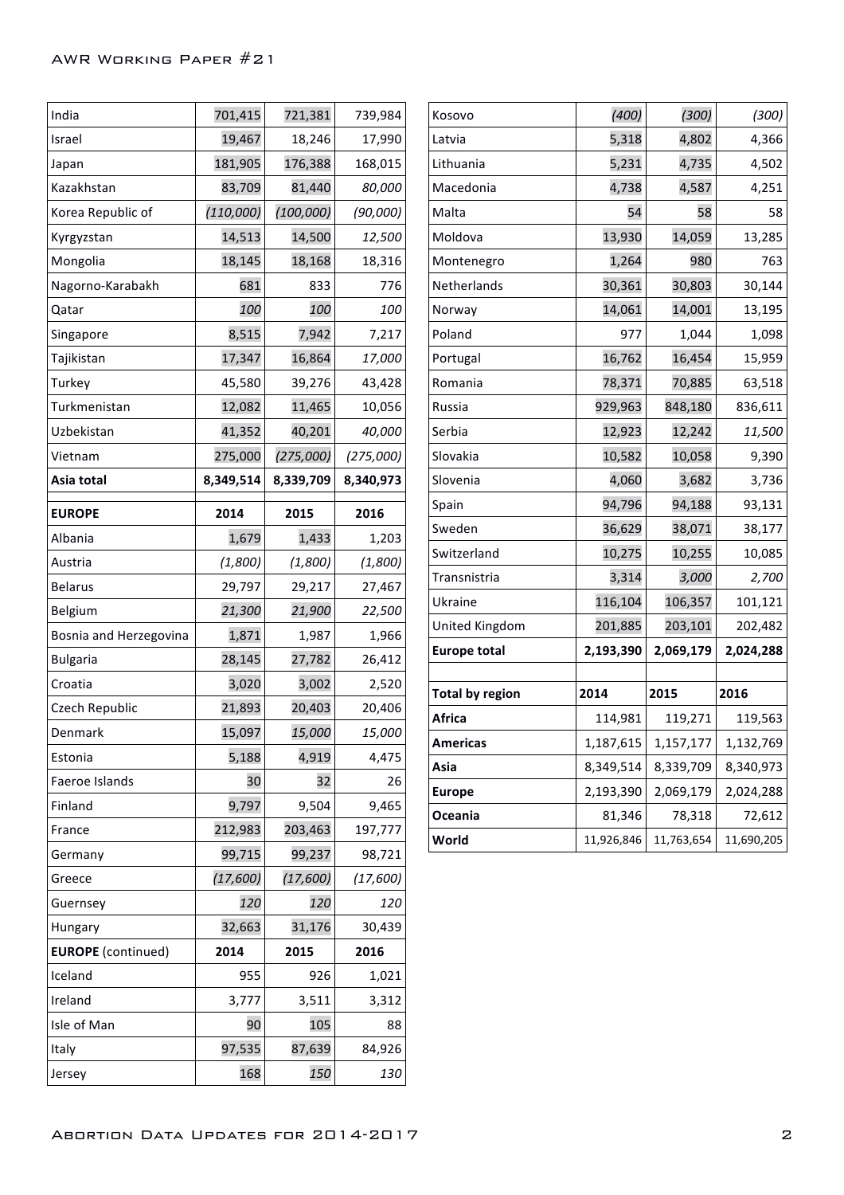| | | | |
|---|---|---|---|
| India | 701,415 | 721,381 | 739,984 |
| Israel | 19,467 | 18,246 | 17,990 |
| Japan | 181,905 | 176,388 | 168,015 |
| Kazakhstan | 83,709 | 81,440 | *80,000* |
| Korea Republic of | *(110,000)* | *(100,000)* | *(90,000)* |
| Kyrgyzstan | 14,513 | 14,500 | *12,500* |
| Mongolia | 18,145 | 18,168 | 18,316 |
| Nagorno-Karabakh | 681 | 833 | 776 |
| Qatar | *100* | *100* | *100* |
| Singapore | 8,515 | 7,942 | 7,217 |
| Tajikistan | 17,347 | 16,864 | *17,000* |
| Turkey | 45,580 | 39,276 | 43,428 |
| Turkmenistan | 12,082 | 11,465 | 10,056 |
| Uzbekistan | 41,352 | 40,201 | *40,000* |
| Vietnam | 275,000 | *(275,000)* | *(275,000)* |
| **Asia total** | **8,349,514** | **8,339,709** | **8,340,973** |

| **EUROPE** | **2014** | **2015** | **2016** |
|---|---|---|---|
| Albania | 1,679 | 1,433 | 1,203 |
| Austria | *(1,800)* | *(1,800)* | *(1,800)* |
| Belarus | 29,797 | 29,217 | 27,467 |
| Belgium | *21,300* | *21,900* | *22,500* |
| Bosnia and Herzegovina | 1,871 | 1,987 | 1,966 |
| Bulgaria | 28,145 | 27,782 | 26,412 |
| Croatia | 3,020 | 3,002 | 2,520 |
| Czech Republic | 21,893 | 20,403 | 20,406 |
| Denmark | 15,097 | *15,000* | *15,000* |
| Estonia | 5,188 | 4,919 | 4,475 |
| Faeroe Islands | 30 | 32 | 26 |
| Finland | 9,797 | 9,504 | 9,465 |
| France | 212,983 | 203,463 | 197,777 |
| Germany | 99,715 | 99,237 | 98,721 |
| Greece | *(17,600)* | *(17,600)* | *(17,600)* |
| Guernsey | *120* | *120* | *120* |
| Hungary | 32,663 | 31,176 | 30,439 |

| **EUROPE** (continued) | **2014** | **2015** | **2016** |
|---|---|---|---|
| Iceland | 955 | 926 | 1,021 |
| Ireland | 3,777 | 3,511 | 3,312 |
| Isle of Man | 90 | 105 | 88 |
| Italy | 97,535 | 87,639 | 84,926 |
| Jersey | 168 | *150* | *130* |
| Kosovo | *(400)* | *(300)* | *(300)* |
| Latvia | 5,318 | 4,802 | 4,366 |
| Lithuania | 5,231 | 4,735 | 4,502 |
| Macedonia | 4,738 | 4,587 | 4,251 |
| Malta | 54 | 58 | 58 |
| Moldova | 13,930 | 14,059 | 13,285 |
| Montenegro | 1,264 | 980 | 763 |
| Netherlands | 30,361 | 30,803 | 30,144 |
| Norway | 14,061 | 14,001 | 13,195 |
| Poland | 977 | 1,044 | 1,098 |
| Portugal | 16,762 | 16,454 | 15,959 |
| Romania | 78,371 | 70,885 | 63,518 |
| Russia | 929,963 | 848,180 | 836,611 |
| Serbia | 12,923 | 12,242 | *11,500* |
| Slovakia | 10,582 | 10,058 | 9,390 |
| Slovenia | 4,060 | 3,682 | 3,736 |
| Spain | 94,796 | 94,188 | 93,131 |
| Sweden | 36,629 | 38,071 | 38,177 |
| Switzerland | 10,275 | 10,255 | 10,085 |
| Transnistria | 3,314 | *3,000* | *2,700* |
| Ukraine | 116,104 | 106,357 | 101,121 |
| United Kingdom | 201,885 | 203,101 | 202,482 |
| **Europe total** | **2,193,390** | **2,069,179** | **2,024,288** |

| **Total by region** | **2014** | **2015** | **2016** |
|---|---|---|---|
| **Africa** | 114,981 | 119,271 | 119,563 |
| **Americas** | 1,187,615 | 1,157,177 | 1,132,769 |
| **Asia** | 8,349,514 | 8,339,709 | 8,340,973 |
| **Europe** | 2,193,390 | 2,069,179 | 2,024,288 |
| **Oceania** | 81,346 | 78,318 | 72,612 |
| **World** | 11,926,846 | 11,763,654 | 11,690,205 |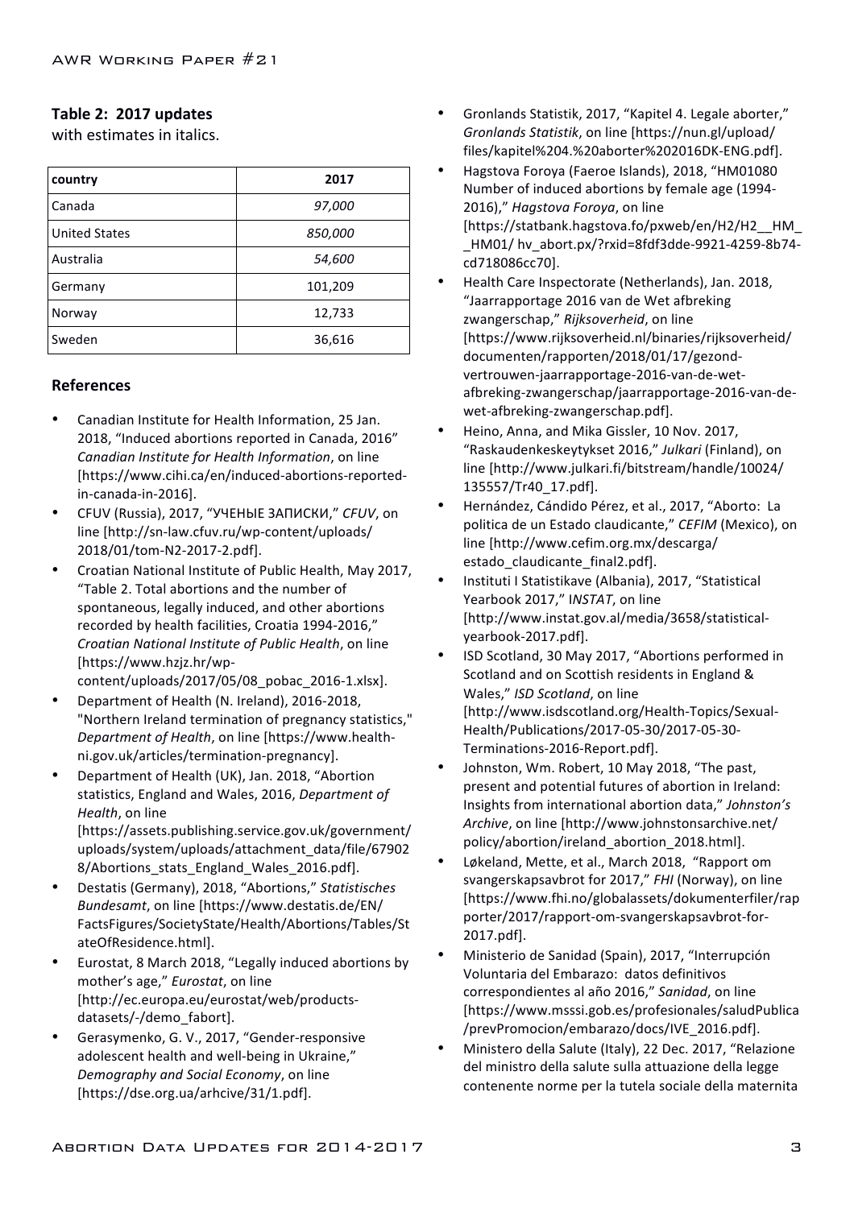### Table 2: 2017 updates

with estimates in italics.

| country | 2017 |
|---|---|
| Canada | *97,000* |
| United States | *850,000* |
| Australia | *54,600* |
| Germany | 101,209 |
| Norway | 12,733 |
| Sweden | 36,616 |

### References

- Canadian Institute for Health Information, 25 Jan. 2018, "Induced abortions reported in Canada, 2016" *Canadian Institute for Health Information*, on line [https://www.cihi.ca/en/induced-abortions-reported-in-canada-in-2016].
- CFUV (Russia), 2017, "УЧЕНЫЕ ЗАПИСКИ," *CFUV*, on line [http://sn-law.cfuv.ru/wp-content/uploads/2018/01/tom-N2-2017-2.pdf].
- Croatian National Institute of Public Health, May 2017, "Table 2. Total abortions and the number of spontaneous, legally induced, and other abortions recorded by health facilities, Croatia 1994-2016," *Croatian National Institute of Public Health*, on line [https://www.hzjz.hr/wp-content/uploads/2017/05/08_pobac_2016-1.xlsx].
- Department of Health (N. Ireland), 2016-2018, "Northern Ireland termination of pregnancy statistics," *Department of Health*, on line [https://www.health-ni.gov.uk/articles/termination-pregnancy].
- Department of Health (UK), Jan. 2018, "Abortion statistics, England and Wales, 2016, *Department of Health*, on line [https://assets.publishing.service.gov.uk/government/uploads/system/uploads/attachment_data/file/679028/Abortions_stats_England_Wales_2016.pdf].
- Destatis (Germany), 2018, "Abortions," *Statistisches Bundesamt*, on line [https://www.destatis.de/EN/FactsFigures/SocietyState/Health/Abortions/Tables/StateOfResidence.html].
- Eurostat, 8 March 2018, "Legally induced abortions by mother's age," *Eurostat*, on line [http://ec.europa.eu/eurostat/web/products-datasets/-/demo_fabort].
- Gerasymenko, G. V., 2017, "Gender-responsive adolescent health and well-being in Ukraine," *Demography and Social Economy*, on line [https://dse.org.ua/arhcive/31/1.pdf].
- Gronlands Statistik, 2017, "Kapitel 4. Legale aborter," *Gronlands Statistik*, on line [https://nun.gl/upload/files/kapitel%204.%20aborter%202016DK-ENG.pdf].
- Hagstova Foroya (Faeroe Islands), 2018, "HM01080 Number of induced abortions by female age (1994-2016)," *Hagstova Foroya*, on line [https://statbank.hagstova.fo/pxweb/en/H2/H2__HM__HM01/ hv_abort.px/?rxid=8fdf3dde-9921-4259-8b74-cd718086cc70].
- Health Care Inspectorate (Netherlands), Jan. 2018, "Jaarrapportage 2016 van de Wet afbreking zwangerschap," *Rijksoverheid*, on line [https://www.rijksoverheid.nl/binaries/rijksoverheid/documenten/rapporten/2018/01/17/gezond-vertrouwen-jaarrapportage-2016-van-de-wet-afbreking-zwangerschap/jaarrapportage-2016-van-de-wet-afbreking-zwangerschap.pdf].
- Heino, Anna, and Mika Gissler, 10 Nov. 2017, "Raskaudenkeskeytykset 2016," *Julkari* (Finland), on line [http://www.julkari.fi/bitstream/handle/10024/135557/Tr40_17.pdf].
- Hernández, Cándido Pérez, et al., 2017, "Aborto: La politica de un Estado claudicante," *CEFIM* (Mexico), on line [http://www.cefim.org.mx/descarga/estado_claudicante_final2.pdf].
- Instituti I Statistikave (Albania), 2017, "Statistical Yearbook 2017," I*NSTAT*, on line [http://www.instat.gov.al/media/3658/statistical-yearbook-2017.pdf].
- ISD Scotland, 30 May 2017, "Abortions performed in Scotland and on Scottish residents in England & Wales," *ISD Scotland*, on line [http://www.isdscotland.org/Health-Topics/Sexual-Health/Publications/2017-05-30/2017-05-30-Terminations-2016-Report.pdf].
- Johnston, Wm. Robert, 10 May 2018, "The past, present and potential futures of abortion in Ireland: Insights from international abortion data," *Johnston's Archive*, on line [http://www.johnstonsarchive.net/policy/abortion/ireland_abortion_2018.html].
- Løkeland, Mette, et al., March 2018, "Rapport om svangerskapsavbrot for 2017," *FHI* (Norway), on line [https://www.fhi.no/globalassets/dokumenterfiler/rapporter/2017/rapport-om-svangerskapsavbrot-for-2017.pdf].
- Ministerio de Sanidad (Spain), 2017, "Interrupción Voluntaria del Embarazo: datos definitivos correspondientes al año 2016," *Sanidad*, on line [https://www.msssi.gob.es/profesionales/saludPublica/prevPromocion/embarazo/docs/IVE_2016.pdf].
- Ministero della Salute (Italy), 22 Dec. 2017, "Relazione del ministro della salute sulla attuazione della legge contenente norme per la tutela sociale della maternita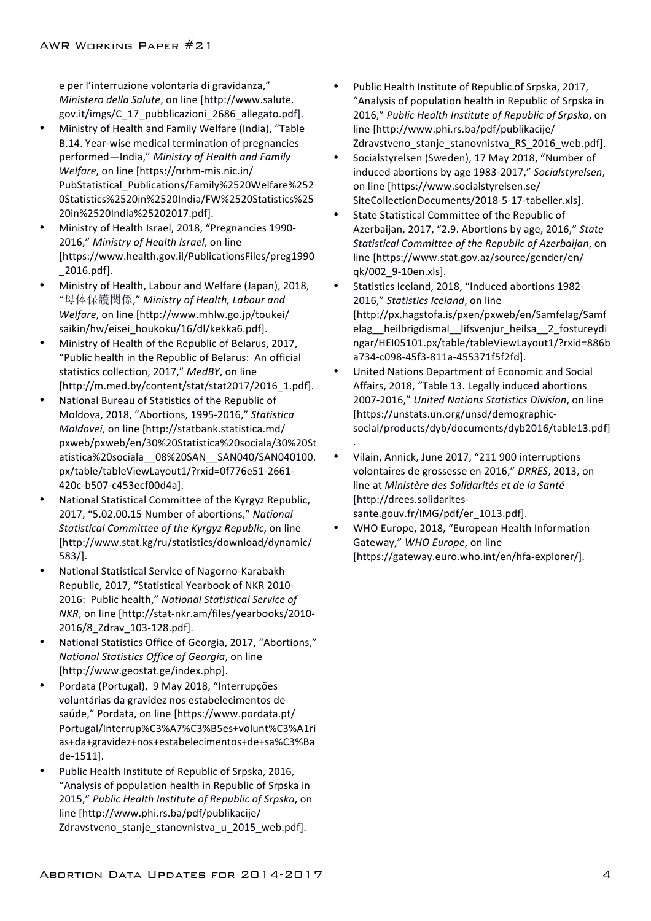e per l'interruzione volontaria di gravidanza," *Ministero della Salute*, on line [http://www.salute.gov.it/imgs/C_17_pubblicazioni_2686_allegato.pdf].

- Ministry of Health and Family Welfare (India), "Table B.14. Year-wise medical termination of pregnancies performed—India," *Ministry of Health and Family Welfare*, on line [https://nrhm-mis.nic.in/PubStatistical_Publications/Family%2520Welfare%2520Statistics%2520in%2520India/FW%2520Statistics%2520in%2520India%25202017.pdf].
- Ministry of Health Israel, 2018, "Pregnancies 1990-2016," *Ministry of Health Israel*, on line [https://www.health.gov.il/PublicationsFiles/preg1990_2016.pdf].
- Ministry of Health, Labour and Welfare (Japan), 2018, "母体保護関係," *Ministry of Health, Labour and Welfare*, on line [http://www.mhlw.go.jp/toukei/saikin/hw/eisei_houkoku/16/dl/kekka6.pdf].
- Ministry of Health of the Republic of Belarus, 2017, "Public health in the Republic of Belarus: An official statistics collection, 2017," *MedBY*, on line [http://m.med.by/content/stat/stat2017/2016_1.pdf].
- National Bureau of Statistics of the Republic of Moldova, 2018, "Abortions, 1995-2016," *Statistica Moldovei*, on line [http://statbank.statistica.md/pxweb/pxweb/en/30%20Statistica%20sociala/30%20Statistica%20sociala__08%20SAN__SAN040/SAN040100.px/table/tableViewLayout1/?rxid=0f776e51-2661-420c-b507-c453ecf00d4a].
- National Statistical Committee of the Kyrgyz Republic, 2017, "5.02.00.15 Number of abortions," *National Statistical Committee of the Kyrgyz Republic*, on line [http://www.stat.kg/ru/statistics/download/dynamic/583/].
- National Statistical Service of Nagorno-Karabakh Republic, 2017, "Statistical Yearbook of NKR 2010-2016: Public health," *National Statistical Service of NKR*, on line [http://stat-nkr.am/files/yearbooks/2010-2016/8_Zdrav_103-128.pdf].
- National Statistics Office of Georgia, 2017, "Abortions," *National Statistics Office of Georgia*, on line [http://www.geostat.ge/index.php].
- Pordata (Portugal), 9 May 2018, "Interrupções voluntárias da gravidez nos estabelecimentos de saúde," Pordata, on line [https://www.pordata.pt/Portugal/Interrup%C3%A7%C3%B5es+volunt%C3%A1rias+da+gravidez+nos+estabelecimentos+de+sa%C3%Bade-1511].
- Public Health Institute of Republic of Srpska, 2016, "Analysis of population health in Republic of Srpska in 2015," *Public Health Institute of Republic of Srpska*, on line [http://www.phi.rs.ba/pdf/publikacije/Zdravstveno_stanje_stanovnistva_u_2015_web.pdf].
- Public Health Institute of Republic of Srpska, 2017, "Analysis of population health in Republic of Srpska in 2016," *Public Health Institute of Republic of Srpska*, on line [http://www.phi.rs.ba/pdf/publikacije/Zdravstveno_stanje_stanovnistva_RS_2016_web.pdf].
- Socialstyrelsen (Sweden), 17 May 2018, "Number of induced abortions by age 1983-2017," *Socialstyrelsen*, on line [https://www.socialstyrelsen.se/SiteCollectionDocuments/2018-5-17-tabeller.xls].
- State Statistical Committee of the Republic of Azerbaijan, 2017, "2.9. Abortions by age, 2016," *State Statistical Committee of the Republic of Azerbaijan*, on line [https://www.stat.gov.az/source/gender/en/qk/002_9-10en.xls].
- Statistics Iceland, 2018, "Induced abortions 1982-2016," *Statistics Iceland*, on line [http://px.hagstofa.is/pxen/pxweb/en/Samfelag/Samfelag__heilbrigdismal__lifsvenjur_heilsa__2_fostureydingar/HEI05101.px/table/tableViewLayout1/?rxid=886ba734-c098-45f3-811a-455371f5f2fd].
- United Nations Department of Economic and Social Affairs, 2018, "Table 13. Legally induced abortions 2007-2016," *United Nations Statistics Division*, on line [https://unstats.un.org/unsd/demographic-social/products/dyb/documents/dyb2016/table13.pdf].
- Vilain, Annick, June 2017, "211 900 interruptions volontaires de grossesse en 2016," *DRRES*, 2013, on line at *Ministère des Solidarités et de la Santé* [http://drees.solidarites-sante.gouv.fr/IMG/pdf/er_1013.pdf].
- WHO Europe, 2018, "European Health Information Gateway," *WHO Europe*, on line [https://gateway.euro.who.int/en/hfa-explorer/].